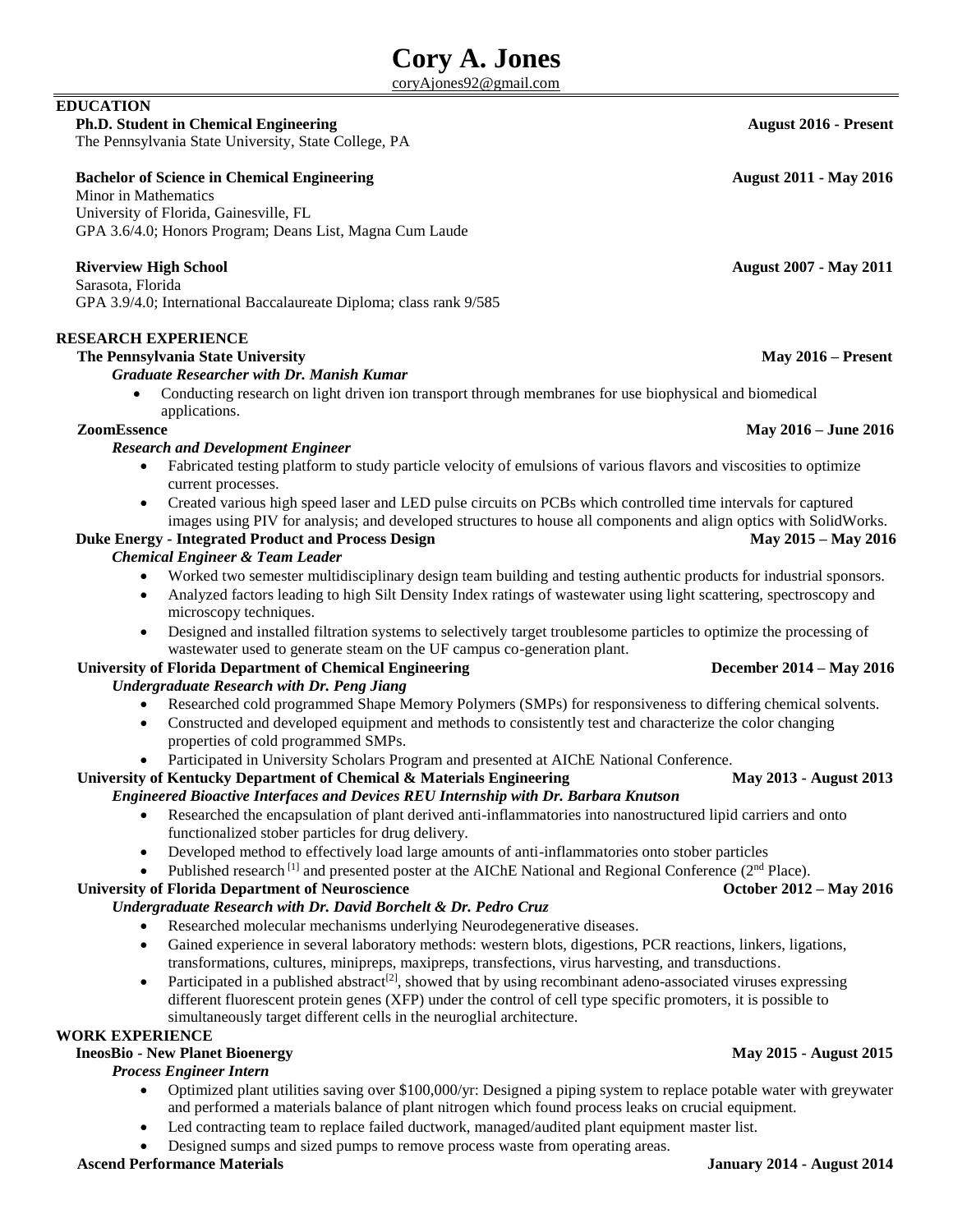# Cory A. Jones

coryAjones92@gmail.com

## EDUCATION

**Ph.D. Student in Chemical Engineering** **August 2016 - Present**
The Pennsylvania State University, State College, PA

**Bachelor of Science in Chemical Engineering** **August 2011 - May 2016**
Minor in Mathematics
University of Florida, Gainesville, FL
GPA 3.6/4.0; Honors Program; Deans List, Magna Cum Laude

**Riverview High School** **August 2007 - May 2011**
Sarasota, Florida
GPA 3.9/4.0; International Baccalaureate Diploma; class rank 9/585

## RESEARCH EXPERIENCE

**The Pennsylvania State University** **May 2016 – Present**
***Graduate Researcher with Dr. Manish Kumar***

- Conducting research on light driven ion transport through membranes for use biophysical and biomedical applications.

**ZoomEssence** **May 2016 – June 2016**
***Research and Development Engineer***

- Fabricated testing platform to study particle velocity of emulsions of various flavors and viscosities to optimize current processes.
- Created various high speed laser and LED pulse circuits on PCBs which controlled time intervals for captured images using PIV for analysis; and developed structures to house all components and align optics with SolidWorks.

**Duke Energy - Integrated Product and Process Design** **May 2015 – May 2016**
***Chemical Engineer & Team Leader***

- Worked two semester multidisciplinary design team building and testing authentic products for industrial sponsors.
- Analyzed factors leading to high Silt Density Index ratings of wastewater using light scattering, spectroscopy and microscopy techniques.
- Designed and installed filtration systems to selectively target troublesome particles to optimize the processing of wastewater used to generate steam on the UF campus co-generation plant.

**University of Florida Department of Chemical Engineering** **December 2014 – May 2016**
***Undergraduate Research with Dr. Peng Jiang***

- Researched cold programmed Shape Memory Polymers (SMPs) for responsiveness to differing chemical solvents.
- Constructed and developed equipment and methods to consistently test and characterize the color changing properties of cold programmed SMPs.
- Participated in University Scholars Program and presented at AIChE National Conference.

**University of Kentucky Department of Chemical & Materials Engineering** **May 2013 - August 2013**
***Engineered Bioactive Interfaces and Devices REU Internship with Dr. Barbara Knutson***

- Researched the encapsulation of plant derived anti-inflammatories into nanostructured lipid carriers and onto functionalized stober particles for drug delivery.
- Developed method to effectively load large amounts of anti-inflammatories onto stober particles
- Published research [1] and presented poster at the AIChE National and Regional Conference (2nd Place).

**University of Florida Department of Neuroscience** **October 2012 – May 2016**
***Undergraduate Research with Dr. David Borchelt & Dr. Pedro Cruz***

- Researched molecular mechanisms underlying Neurodegenerative diseases.
- Gained experience in several laboratory methods: western blots, digestions, PCR reactions, linkers, ligations, transformations, cultures, minipreps, maxipreps, transfections, virus harvesting, and transductions.
- Participated in a published abstract[2], showed that by using recombinant adeno-associated viruses expressing different fluorescent protein genes (XFP) under the control of cell type specific promoters, it is possible to simultaneously target different cells in the neuroglial architecture.

## WORK EXPERIENCE

**IneosBio - New Planet Bioenergy** **May 2015 - August 2015**
***Process Engineer Intern***

- Optimized plant utilities saving over $100,000/yr: Designed a piping system to replace potable water with greywater and performed a materials balance of plant nitrogen which found process leaks on crucial equipment.
- Led contracting team to replace failed ductwork, managed/audited plant equipment master list.
- Designed sumps and sized pumps to remove process waste from operating areas.

**Ascend Performance Materials** **January 2014 - August 2014**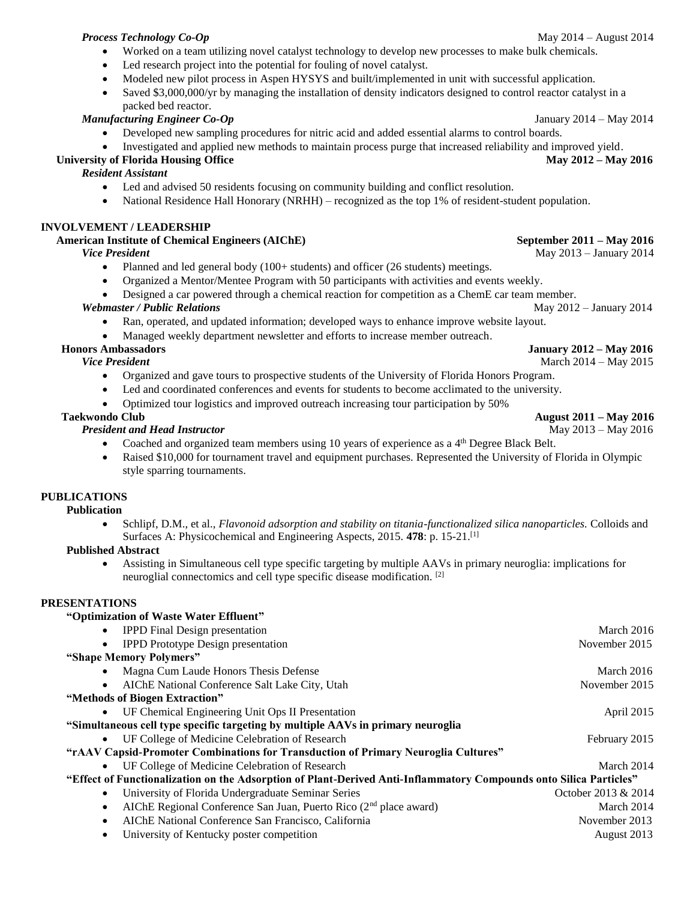***Process Technology Co-Op*** May 2014 – August 2014

- Worked on a team utilizing novel catalyst technology to develop new processes to make bulk chemicals.
- Led research project into the potential for fouling of novel catalyst.
- Modeled new pilot process in Aspen HYSYS and built/implemented in unit with successful application.
- Saved $3,000,000/yr by managing the installation of density indicators designed to control reactor catalyst in a packed bed reactor.

***Manufacturing Engineer Co-Op*** January 2014 – May 2014

- Developed new sampling procedures for nitric acid and added essential alarms to control boards.
- Investigated and applied new methods to maintain process purge that increased reliability and improved yield.

**University of Florida Housing Office** **May 2012 – May 2016**

***Resident Assistant***

- Led and advised 50 residents focusing on community building and conflict resolution.
- National Residence Hall Honorary (NRHH) – recognized as the top 1% of resident-student population.

## INVOLVEMENT / LEADERSHIP

**American Institute of Chemical Engineers (AIChE)** **September 2011 – May 2016**

***Vice President*** May 2013 – January 2014

- Planned and led general body (100+ students) and officer (26 students) meetings.
- Organized a Mentor/Mentee Program with 50 participants with activities and events weekly.
- Designed a car powered through a chemical reaction for competition as a ChemE car team member.

***Webmaster / Public Relations*** May 2012 – January 2014

- Ran, operated, and updated information; developed ways to enhance improve website layout.
- Managed weekly department newsletter and efforts to increase member outreach.

**Honors Ambassadors** **January 2012 – May 2016**

***Vice President*** March 2014 – May 2015

- Organized and gave tours to prospective students of the University of Florida Honors Program.
- Led and coordinated conferences and events for students to become acclimated to the university.
- Optimized tour logistics and improved outreach increasing tour participation by 50%

**Taekwondo Club** **August 2011 – May 2016**

***President and Head Instructor*** May 2013 – May 2016

- Coached and organized team members using 10 years of experience as a 4th Degree Black Belt.
- Raised $10,000 for tournament travel and equipment purchases. Represented the University of Florida in Olympic style sparring tournaments.

## PUBLICATIONS

**Publication**

- Schlipf, D.M., et al., *Flavonoid adsorption and stability on titania-functionalized silica nanoparticles.* Colloids and Surfaces A: Physicochemical and Engineering Aspects, 2015. **478**: p. 15-21.[1]

**Published Abstract**

- Assisting in Simultaneous cell type specific targeting by multiple AAVs in primary neuroglia: implications for neuroglial connectomics and cell type specific disease modification. [2]

## PRESENTATIONS

**"Optimization of Waste Water Effluent"**

- IPPD Final Design presentation — March 2016
- IPPD Prototype Design presentation — November 2015

**"Shape Memory Polymers"**

- Magna Cum Laude Honors Thesis Defense — March 2016
- AIChE National Conference Salt Lake City, Utah — November 2015

**"Methods of Biogen Extraction"**

- UF Chemical Engineering Unit Ops II Presentation — April 2015

**"Simultaneous cell type specific targeting by multiple AAVs in primary neuroglia**

- UF College of Medicine Celebration of Research — February 2015

**"rAAV Capsid-Promoter Combinations for Transduction of Primary Neuroglia Cultures"**

- UF College of Medicine Celebration of Research — March 2014

**"Effect of Functionalization on the Adsorption of Plant-Derived Anti-Inflammatory Compounds onto Silica Particles"**

- University of Florida Undergraduate Seminar Series — October 2013 & 2014
- AIChE Regional Conference San Juan, Puerto Rico (2nd place award) — March 2014
- AIChE National Conference San Francisco, California — November 2013
- University of Kentucky poster competition — August 2013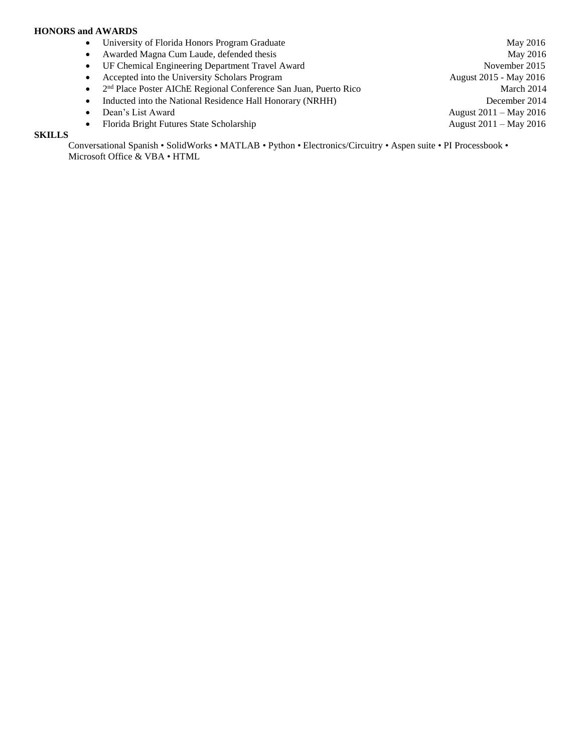**HONORS and AWARDS**

- University of Florida Honors Program Graduate — May 2016
- Awarded Magna Cum Laude, defended thesis — May 2016
- UF Chemical Engineering Department Travel Award — November 2015
- Accepted into the University Scholars Program — August 2015 - May 2016
- 2nd Place Poster AIChE Regional Conference San Juan, Puerto Rico — March 2014
- Inducted into the National Residence Hall Honorary (NRHH) — December 2014
- Dean's List Award — August 2011 – May 2016
- Florida Bright Futures State Scholarship — August 2011 – May 2016

**SKILLS**

Conversational Spanish • SolidWorks • MATLAB • Python • Electronics/Circuitry • Aspen suite • PI Processbook • Microsoft Office & VBA • HTML